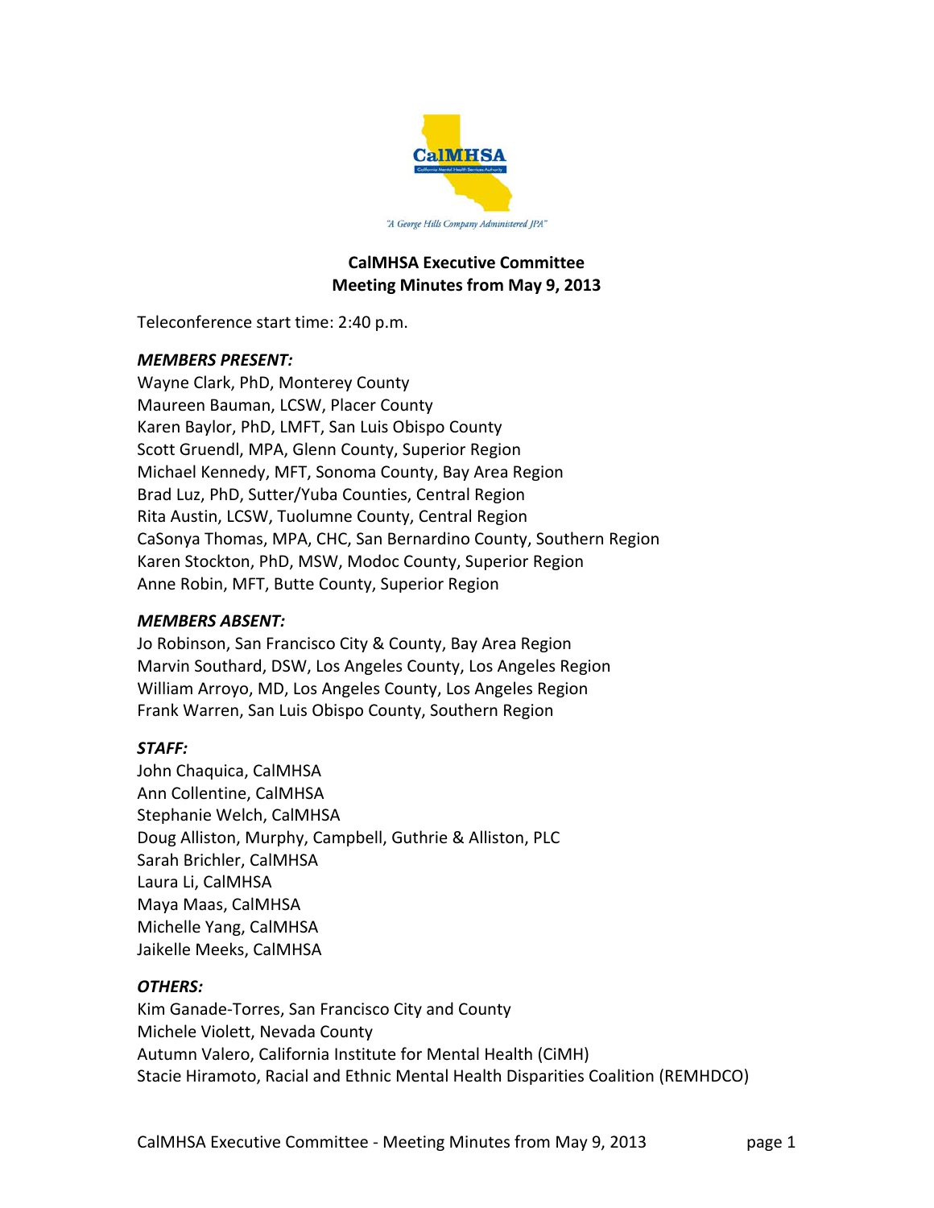"A George Hills Company Administered JPA"

**CalMHSA Executive Committee**
**Meeting Minutes from May 9, 2013**

Teleconference start time: 2:40 p.m.

***MEMBERS PRESENT:***
Wayne Clark, PhD, Monterey County
Maureen Bauman, LCSW, Placer County
Karen Baylor, PhD, LMFT, San Luis Obispo County
Scott Gruendl, MPA, Glenn County, Superior Region
Michael Kennedy, MFT, Sonoma County, Bay Area Region
Brad Luz, PhD, Sutter/Yuba Counties, Central Region
Rita Austin, LCSW, Tuolumne County, Central Region
CaSonya Thomas, MPA, CHC, San Bernardino County, Southern Region
Karen Stockton, PhD, MSW, Modoc County, Superior Region
Anne Robin, MFT, Butte County, Superior Region

***MEMBERS ABSENT:***
Jo Robinson, San Francisco City & County, Bay Area Region
Marvin Southard, DSW, Los Angeles County, Los Angeles Region
William Arroyo, MD, Los Angeles County, Los Angeles Region
Frank Warren, San Luis Obispo County, Southern Region

***STAFF:***
John Chaquica, CalMHSA
Ann Collentine, CalMHSA
Stephanie Welch, CalMHSA
Doug Alliston, Murphy, Campbell, Guthrie & Alliston, PLC
Sarah Brichler, CalMHSA
Laura Li, CalMHSA
Maya Maas, CalMHSA
Michelle Yang, CalMHSA
Jaikelle Meeks, CalMHSA

***OTHERS:***
Kim Ganade-Torres, San Francisco City and County
Michele Violett, Nevada County
Autumn Valero, California Institute for Mental Health (CiMH)
Stacie Hiramoto, Racial and Ethnic Mental Health Disparities Coalition (REMHDCO)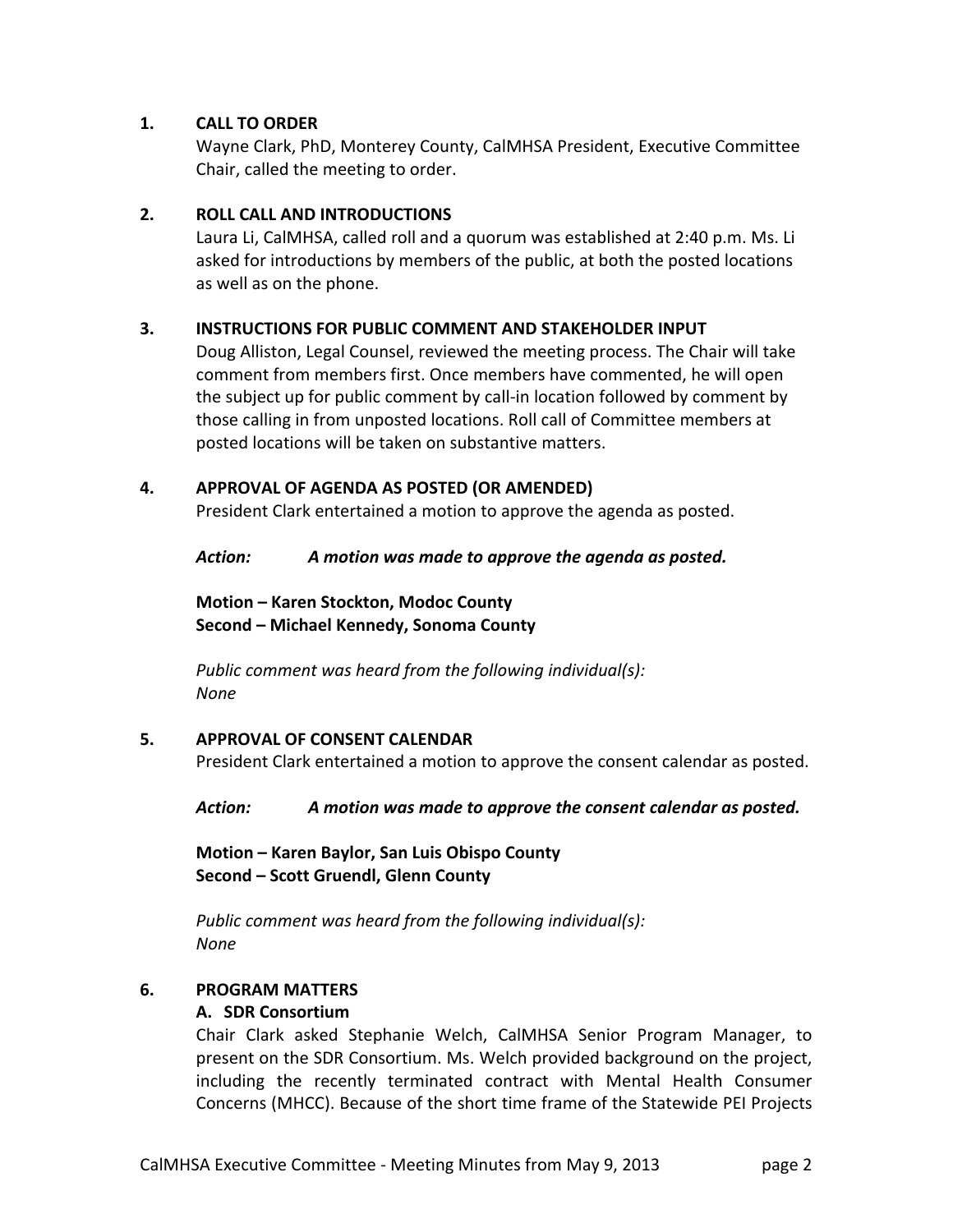## 1. CALL TO ORDER

Wayne Clark, PhD, Monterey County, CalMHSA President, Executive Committee Chair, called the meeting to order.

## 2. ROLL CALL AND INTRODUCTIONS

Laura Li, CalMHSA, called roll and a quorum was established at 2:40 p.m. Ms. Li asked for introductions by members of the public, at both the posted locations as well as on the phone.

## 3. INSTRUCTIONS FOR PUBLIC COMMENT AND STAKEHOLDER INPUT

Doug Alliston, Legal Counsel, reviewed the meeting process. The Chair will take comment from members first. Once members have commented, he will open the subject up for public comment by call-in location followed by comment by those calling in from unposted locations. Roll call of Committee members at posted locations will be taken on substantive matters.

## 4. APPROVAL OF AGENDA AS POSTED (OR AMENDED)

President Clark entertained a motion to approve the agenda as posted.

***Action:*** ***A motion was made to approve the agenda as posted.***

**Motion – Karen Stockton, Modoc County**
**Second – Michael Kennedy, Sonoma County**

*Public comment was heard from the following individual(s):*
*None*

## 5. APPROVAL OF CONSENT CALENDAR

President Clark entertained a motion to approve the consent calendar as posted.

***Action:*** ***A motion was made to approve the consent calendar as posted.***

**Motion – Karen Baylor, San Luis Obispo County**
**Second – Scott Gruendl, Glenn County**

*Public comment was heard from the following individual(s):*
*None*

## 6. PROGRAM MATTERS

### A. SDR Consortium

Chair Clark asked Stephanie Welch, CalMHSA Senior Program Manager, to present on the SDR Consortium. Ms. Welch provided background on the project, including the recently terminated contract with Mental Health Consumer Concerns (MHCC). Because of the short time frame of the Statewide PEI Projects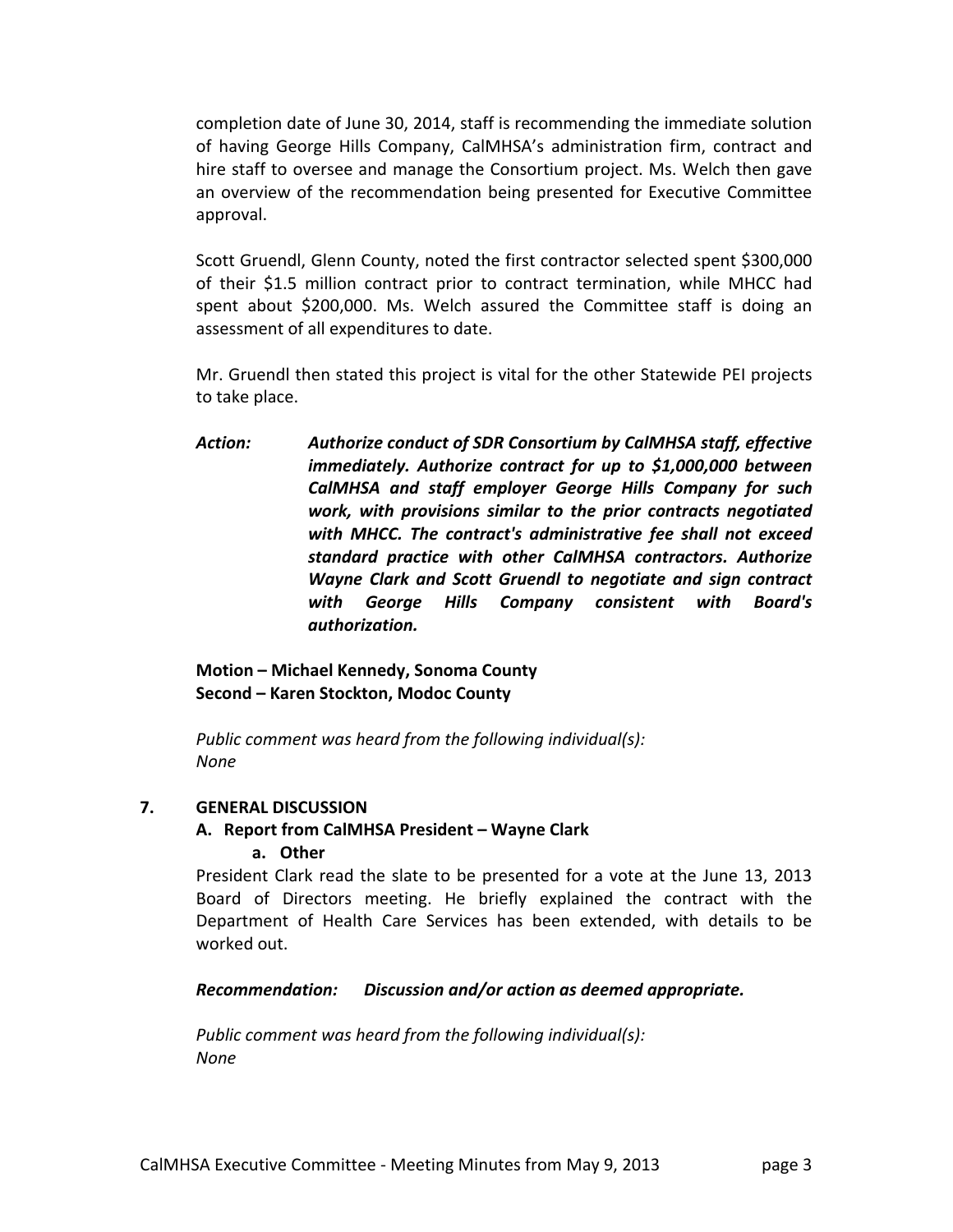completion date of June 30, 2014, staff is recommending the immediate solution of having George Hills Company, CalMHSA's administration firm, contract and hire staff to oversee and manage the Consortium project. Ms. Welch then gave an overview of the recommendation being presented for Executive Committee approval.

Scott Gruendl, Glenn County, noted the first contractor selected spent $300,000 of their $1.5 million contract prior to contract termination, while MHCC had spent about $200,000. Ms. Welch assured the Committee staff is doing an assessment of all expenditures to date.

Mr. Gruendl then stated this project is vital for the other Statewide PEI projects to take place.

***Action:*** ***Authorize conduct of SDR Consortium by CalMHSA staff, effective immediately. Authorize contract for up to $1,000,000 between CalMHSA and staff employer George Hills Company for such work, with provisions similar to the prior contracts negotiated with MHCC. The contract's administrative fee shall not exceed standard practice with other CalMHSA contractors. Authorize Wayne Clark and Scott Gruendl to negotiate and sign contract with George Hills Company consistent with Board's authorization.***

**Motion – Michael Kennedy, Sonoma County**
**Second – Karen Stockton, Modoc County**

*Public comment was heard from the following individual(s):*
*None*

## 7. GENERAL DISCUSSION

### A. Report from CalMHSA President – Wayne Clark

#### a. Other

President Clark read the slate to be presented for a vote at the June 13, 2013 Board of Directors meeting. He briefly explained the contract with the Department of Health Care Services has been extended, with details to be worked out.

***Recommendation:*** ***Discussion and/or action as deemed appropriate.***

*Public comment was heard from the following individual(s):*
*None*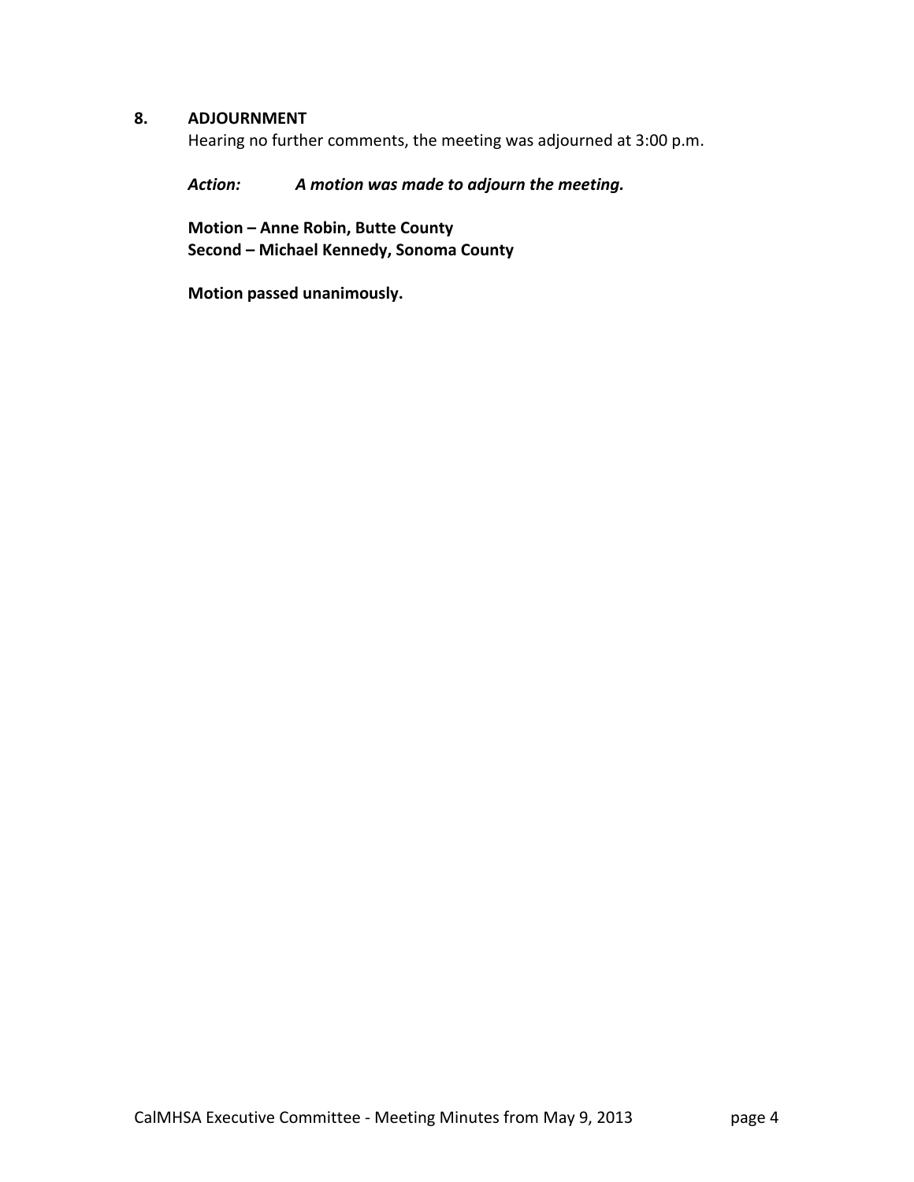## 8. ADJOURNMENT

Hearing no further comments, the meeting was adjourned at 3:00 p.m.

***Action: A motion was made to adjourn the meeting.***

**Motion – Anne Robin, Butte County**
**Second – Michael Kennedy, Sonoma County**

**Motion passed unanimously.**